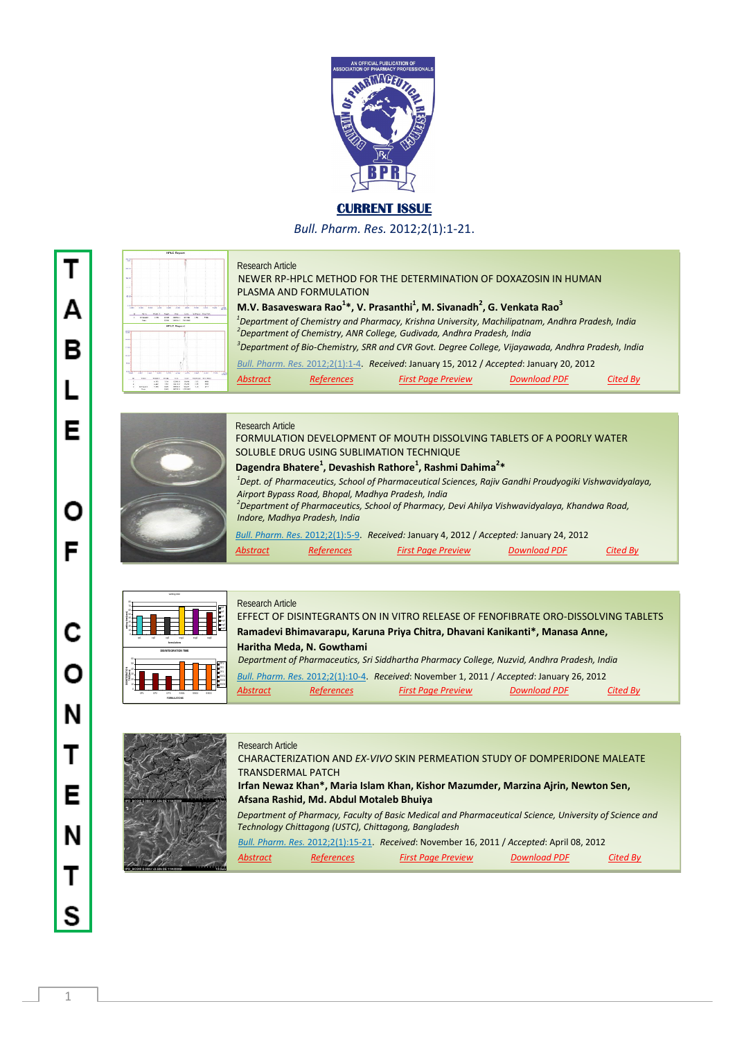AN OFFICIAL PUBLICATION OF ASSOCIATION OF PHARMACY PROFESSIONALS

# CURRENT ISSUE

*Bull. Pharm. Res.* 2012;2(1):1-21.

## TABLE OF CONTENTS

Research Article

**NEWER RP-HPLC METHOD FOR THE DETERMINATION OF DOXAZOSIN IN HUMAN PLASMA AND FORMULATION**

**M.V. Basaveswara Rao[1]*, V. Prasanthi[1], M. Sivanadh[2], G. Venkata Rao[3]**

*[1]Department of Chemistry and Pharmacy, Krishna University, Machilipatnam, Andhra Pradesh, India*
*[2]Department of Chemistry, ANR College, Gudivada, Andhra Pradesh, India*
*[3]Department of Bio-Chemistry, SRR and CVR Govt. Degree College, Vijayawada, Andhra Pradesh, India*

*Bull. Pharm. Res.* 2012;2(1):1-4. *Received*: January 15, 2012 / *Accepted*: January 20, 2012

Abstract | References | First Page Preview | Download PDF | Cited By

---

Research Article

**FORMULATION DEVELOPMENT OF MOUTH DISSOLVING TABLETS OF A POORLY WATER SOLUBLE DRUG USING SUBLIMATION TECHNIQUE**

**Dagendra Bhatere[1], Devashish Rathore[1], Rashmi Dahima[2]***

*[1]Dept. of Pharmaceutics, School of Pharmaceutical Sciences, Rajiv Gandhi Proudyogiki Vishwavidyalaya, Airport Bypass Road, Bhopal, Madhya Pradesh, India*
*[2]Department of Pharmaceutics, School of Pharmacy, Devi Ahilya Vishwavidyalaya, Khandwa Road, Indore, Madhya Pradesh, India*

*Bull. Pharm. Res.* 2012;2(1):5-9. *Received:* January 4, 2012 / *Accepted:* January 24, 2012

Abstract | References | First Page Preview | Download PDF | Cited By

---

Research Article

**EFFECT OF DISINTEGRANTS ON IN VITRO RELEASE OF FENOFIBRATE ORO-DISSOLVING TABLETS**

**Ramadevi Bhimavarapu, Karuna Priya Chitra, Dhavani Kanikanti*, Manasa Anne, Haritha Meda, N. Gowthami**

*Department of Pharmaceutics, Sri Siddhartha Pharmacy College, Nuzvid, Andhra Pradesh, India*

*Bull. Pharm. Res.* 2012;2(1):10-4. *Received*: November 1, 2011 / *Accepted*: January 26, 2012

Abstract | References | First Page Preview | Download PDF | Cited By

---

Research Article

**CHARACTERIZATION AND *EX-VIVO* SKIN PERMEATION STUDY OF DOMPERIDONE MALEATE TRANSDERMAL PATCH**

**Irfan Newaz Khan*, Maria Islam Khan, Kishor Mazumder, Marzina Ajrin, Newton Sen, Afsana Rashid, Md. Abdul Motaleb Bhuiya**

*Department of Pharmacy, Faculty of Basic Medical and Pharmaceutical Science, University of Science and Technology Chittagong (USTC), Chittagong, Bangladesh*

*Bull. Pharm. Res.* 2012;2(1):15-21. *Received*: November 16, 2011 / *Accepted*: April 08, 2012

Abstract | References | First Page Preview | Download PDF | Cited By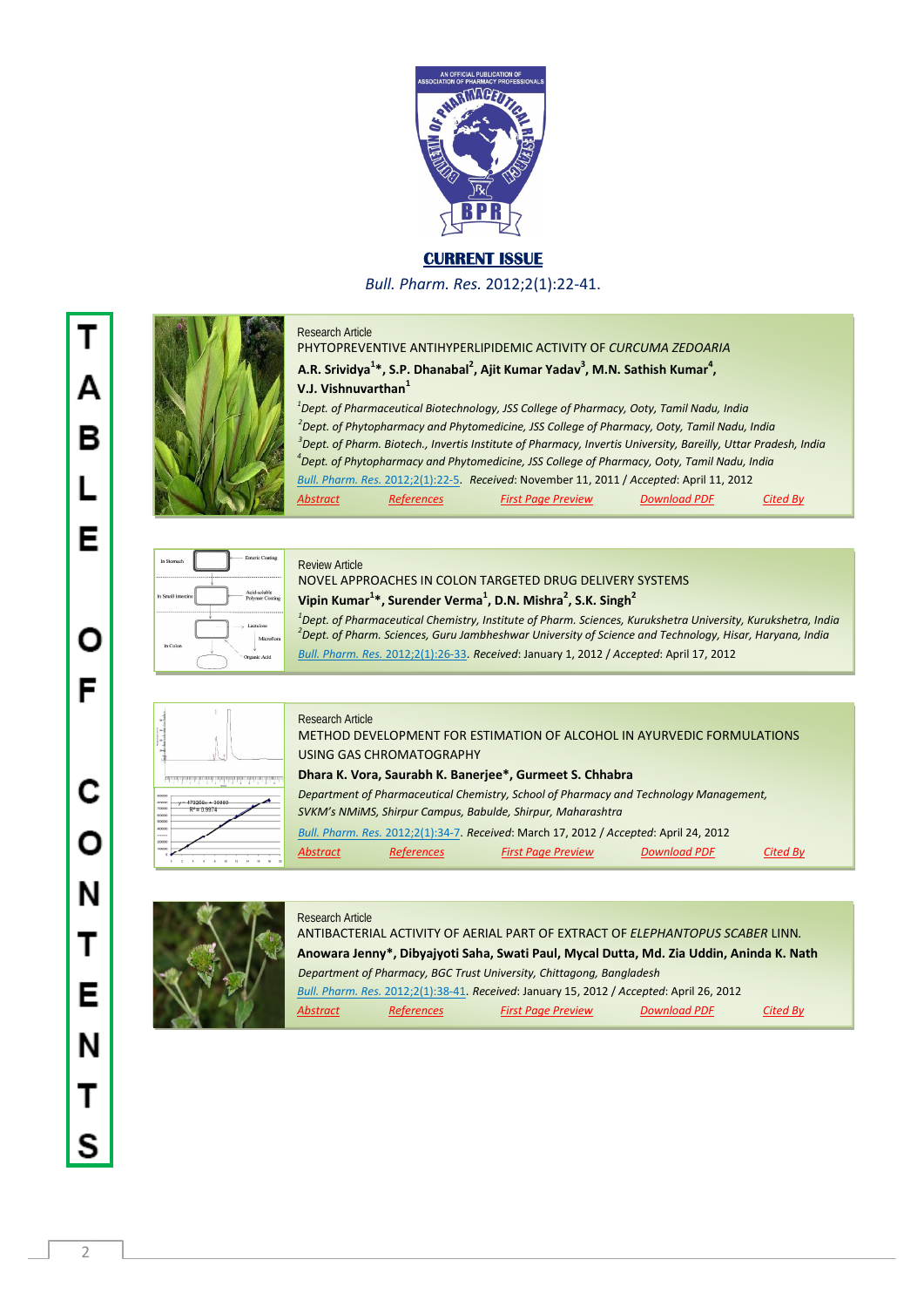AN OFFICIAL PUBLICATION OF ASSOCIATION OF PHARMACY PROFESSIONALS

## CURRENT ISSUE

*Bull. Pharm. Res.* 2012;2(1):22-41.

# TABLE OF CONTENTS

Research Article

PHYTOPREVENTIVE ANTIHYPERLIPIDEMIC ACTIVITY OF *CURCUMA ZEDOARIA*

**A.R. Srividya[1]*, S.P. Dhanabal[2], Ajit Kumar Yadav[3], M.N. Sathish Kumar[4], V.J. Vishnuvarthan[1]**

*[1]Dept. of Pharmaceutical Biotechnology, JSS College of Pharmacy, Ooty, Tamil Nadu, India*
*[2]Dept. of Phytopharmacy and Phytomedicine, JSS College of Pharmacy, Ooty, Tamil Nadu, India*
*[3]Dept. of Pharm. Biotech., Invertis Institute of Pharmacy, Invertis University, Bareilly, Uttar Pradesh, India*
*[4]Dept. of Phytopharmacy and Phytomedicine, JSS College of Pharmacy, Ooty, Tamil Nadu, India*

*Bull. Pharm. Res.* 2012;2(1):22-5. *Received*: November 11, 2011 / *Accepted*: April 11, 2012

Abstract | References | First Page Preview | Download PDF | Cited By

---

Review Article

NOVEL APPROACHES IN COLON TARGETED DRUG DELIVERY SYSTEMS

**Vipin Kumar[1]*, Surender Verma[1], D.N. Mishra[2], S.K. Singh[2]**

*[1]Dept. of Pharmaceutical Chemistry, Institute of Pharm. Sciences, Kurukshetra University, Kurukshetra, India*
*[2]Dept. of Pharm. Sciences, Guru Jambheshwar University of Science and Technology, Hisar, Haryana, India*

*Bull. Pharm. Res.* 2012;2(1):26-33. *Received*: January 1, 2012 / *Accepted*: April 17, 2012

---

Research Article

METHOD DEVELOPMENT FOR ESTIMATION OF ALCOHOL IN AYURVEDIC FORMULATIONS USING GAS CHROMATOGRAPHY

**Dhara K. Vora, Saurabh K. Banerjee*, Gurmeet S. Chhabra**

*Department of Pharmaceutical Chemistry, School of Pharmacy and Technology Management, SVKM's NMiMS, Shirpur Campus, Babulde, Shirpur, Maharashtra*

*Bull. Pharm. Res.* 2012;2(1):34-7. *Received*: March 17, 2012 / *Accepted*: April 24, 2012

Abstract | References | First Page Preview | Download PDF | Cited By

---

Research Article

ANTIBACTERIAL ACTIVITY OF AERIAL PART OF EXTRACT OF *ELEPHANTOPUS SCABER* LINN.

**Anowara Jenny*, Dibyajyoti Saha, Swati Paul, Mycal Dutta, Md. Zia Uddin, Aninda K. Nath**

*Department of Pharmacy, BGC Trust University, Chittagong, Bangladesh*

*Bull. Pharm. Res.* 2012;2(1):38-41. *Received*: January 15, 2012 / *Accepted*: April 26, 2012

Abstract | References | First Page Preview | Download PDF | Cited By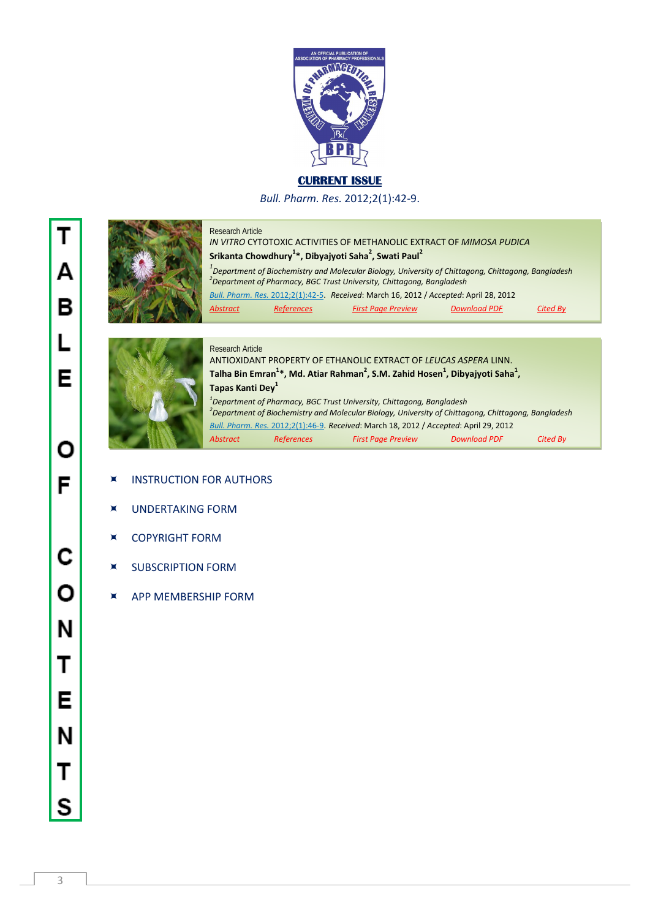# CURRENT ISSUE

*Bull. Pharm. Res.* 2012;2(1):42-9.

# TABLE OF CONTENTS

Research Article

*IN VITRO* CYTOTOXIC ACTIVITIES OF METHANOLIC EXTRACT OF *MIMOSA PUDICA*

**Srikanta Chowdhury[1]*, Dibyajyoti Saha[2], Swati Paul[2]**

[1]*Department of Biochemistry and Molecular Biology, University of Chittagong, Chittagong, Bangladesh*
[2]*Department of Pharmacy, BGC Trust University, Chittagong, Bangladesh*

*Bull. Pharm. Res.* 2012;2(1):42-5. *Received*: March 16, 2012 / *Accepted*: April 28, 2012

*Abstract* | *References* | *First Page Preview* | *Download PDF* | *Cited By*

Research Article

ANTIOXIDANT PROPERTY OF ETHANOLIC EXTRACT OF *LEUCAS ASPERA* LINN.

**Talha Bin Emran[1]*, Md. Atiar Rahman[2], S.M. Zahid Hosen[1], Dibyajyoti Saha[1], Tapas Kanti Dey[1]**

[1]*Department of Pharmacy, BGC Trust University, Chittagong, Bangladesh*
[2]*Department of Biochemistry and Molecular Biology, University of Chittagong, Chittagong, Bangladesh*

*Bull. Pharm. Res.* 2012;2(1):46-9. *Received*: March 18, 2012 / *Accepted*: April 29, 2012

*Abstract* | *References* | *First Page Preview* | *Download PDF* | *Cited By*

- INSTRUCTION FOR AUTHORS
- UNDERTAKING FORM
- COPYRIGHT FORM
- SUBSCRIPTION FORM
- APP MEMBERSHIP FORM